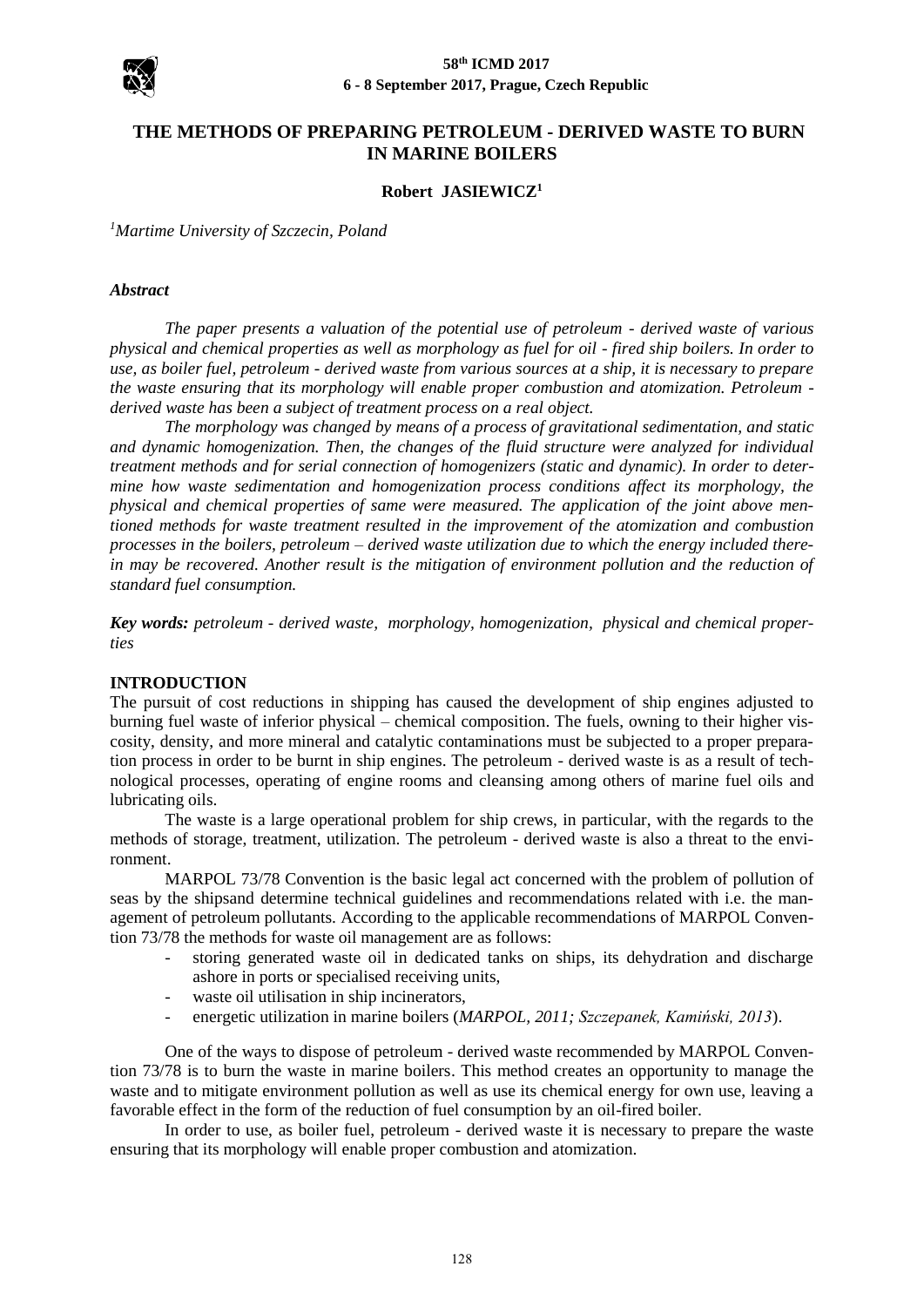# THE METHODS OF PREPARING PETROLEUM - DERIVED WASTE TO BURN IN MARINE BOILERS

**Robert JASIEWICZ[1]**

*[1]Martime University of Szczecin, Poland*

***Abstract***

*The paper presents a valuation of the potential use of petroleum - derived waste of various physical and chemical properties as well as morphology as fuel for oil - fired ship boilers. In order to use, as boiler fuel, petroleum - derived waste from various sources at a ship, it is necessary to prepare the waste ensuring that its morphology will enable proper combustion and atomization. Petroleum - derived waste has been a subject of treatment process on a real object.*

*The morphology was changed by means of a process of gravitational sedimentation, and static and dynamic homogenization. Then, the changes of the fluid structure were analyzed for individual treatment methods and for serial connection of homogenizers (static and dynamic). In order to determine how waste sedimentation and homogenization process conditions affect its morphology, the physical and chemical properties of same were measured. The application of the joint above mentioned methods for waste treatment resulted in the improvement of the atomization and combustion processes in the boilers, petroleum – derived waste utilization due to which the energy included therein may be recovered. Another result is the mitigation of environment pollution and the reduction of standard fuel consumption.*

***Key words:*** *petroleum - derived waste, morphology, homogenization, physical and chemical properties*

## INTRODUCTION

The pursuit of cost reductions in shipping has caused the development of ship engines adjusted to burning fuel waste of inferior physical – chemical composition. The fuels, owning to their higher viscosity, density, and more mineral and catalytic contaminations must be subjected to a proper preparation process in order to be burnt in ship engines. The petroleum - derived waste is as a result of technological processes, operating of engine rooms and cleansing among others of marine fuel oils and lubricating oils.

The waste is a large operational problem for ship crews, in particular, with the regards to the methods of storage, treatment, utilization. The petroleum - derived waste is also a threat to the environment.

MARPOL 73/78 Convention is the basic legal act concerned with the problem of pollution of seas by the shipsand determine technical guidelines and recommendations related with i.e. the management of petroleum pollutants. According to the applicable recommendations of MARPOL Convention 73/78 the methods for waste oil management are as follows:

- storing generated waste oil in dedicated tanks on ships, its dehydration and discharge ashore in ports or specialised receiving units,
- waste oil utilisation in ship incinerators,
- energetic utilization in marine boilers (*MARPOL, 2011; Szczepanek, Kamiński, 2013*).

One of the ways to dispose of petroleum - derived waste recommended by MARPOL Convention 73/78 is to burn the waste in marine boilers. This method creates an opportunity to manage the waste and to mitigate environment pollution as well as use its chemical energy for own use, leaving a favorable effect in the form of the reduction of fuel consumption by an oil-fired boiler.

In order to use, as boiler fuel, petroleum - derived waste it is necessary to prepare the waste ensuring that its morphology will enable proper combustion and atomization.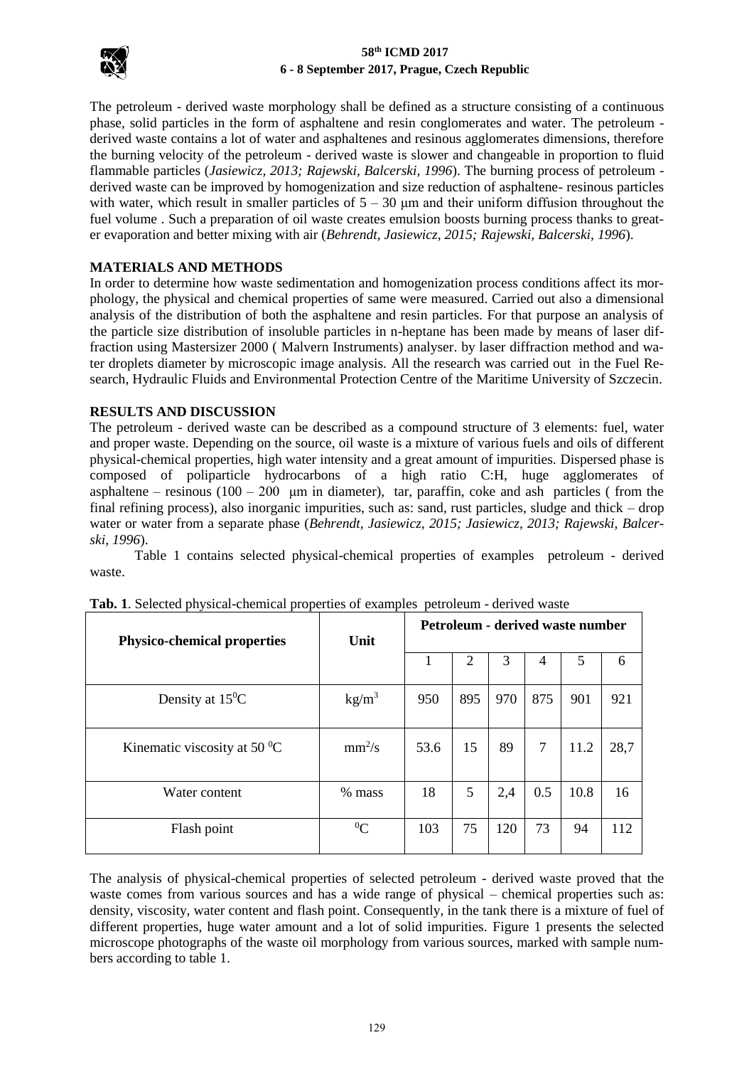The petroleum - derived waste morphology shall be defined as a structure consisting of a continuous phase, solid particles in the form of asphaltene and resin conglomerates and water. The petroleum - derived waste contains a lot of water and asphaltenes and resinous agglomerates dimensions, therefore the burning velocity of the petroleum - derived waste is slower and changeable in proportion to fluid flammable particles (*Jasiewicz, 2013; Rajewski, Balcerski, 1996*). The burning process of petroleum - derived waste can be improved by homogenization and size reduction of asphaltene- resinous particles with water, which result in smaller particles of 5 – 30 μm and their uniform diffusion throughout the fuel volume . Such a preparation of oil waste creates emulsion boosts burning process thanks to greater evaporation and better mixing with air (*Behrendt, Jasiewicz, 2015; Rajewski, Balcerski, 1996*).

## MATERIALS AND METHODS

In order to determine how waste sedimentation and homogenization process conditions affect its morphology, the physical and chemical properties of same were measured. Carried out also a dimensional analysis of the distribution of both the asphaltene and resin particles. For that purpose an analysis of the particle size distribution of insoluble particles in n-heptane has been made by means of laser diffraction using Mastersizer 2000 ( Malvern Instruments) analyser. by laser diffraction method and water droplets diameter by microscopic image analysis. All the research was carried out in the Fuel Research, Hydraulic Fluids and Environmental Protection Centre of the Maritime University of Szczecin.

## RESULTS AND DISCUSSION

The petroleum - derived waste can be described as a compound structure of 3 elements: fuel, water and proper waste. Depending on the source, oil waste is a mixture of various fuels and oils of different physical-chemical properties, high water intensity and a great amount of impurities. Dispersed phase is composed of poliparticle hydrocarbons of a high ratio C:H, huge agglomerates of asphaltene – resinous (100 – 200 μm in diameter), tar, paraffin, coke and ash particles ( from the final refining process), also inorganic impurities, such as: sand, rust particles, sludge and thick – drop water or water from a separate phase (*Behrendt, Jasiewicz, 2015; Jasiewicz, 2013; Rajewski, Balcerski, 1996*).

Table 1 contains selected physical-chemical properties of examples petroleum - derived waste.

**Tab. 1**. Selected physical-chemical properties of examples petroleum - derived waste

| Physico-chemical properties | Unit | Petroleum - derived waste number | | | | | |
|---|---|---|---|---|---|---|---|
| | | 1 | 2 | 3 | 4 | 5 | 6 |
| Density at $15^0$C | kg/m$^3$ | 950 | 895 | 970 | 875 | 901 | 921 |
| Kinematic viscosity at 50 $^0$C | mm$^2$/s | 53.6 | 15 | 89 | 7 | 11.2 | 28,7 |
| Water content | % mass | 18 | 5 | 2,4 | 0.5 | 10.8 | 16 |
| Flash point | $^0$C | 103 | 75 | 120 | 73 | 94 | 112 |

The analysis of physical-chemical properties of selected petroleum - derived waste proved that the waste comes from various sources and has a wide range of physical – chemical properties such as: density, viscosity, water content and flash point. Consequently, in the tank there is a mixture of fuel of different properties, huge water amount and a lot of solid impurities. Figure 1 presents the selected microscope photographs of the waste oil morphology from various sources, marked with sample numbers according to table 1.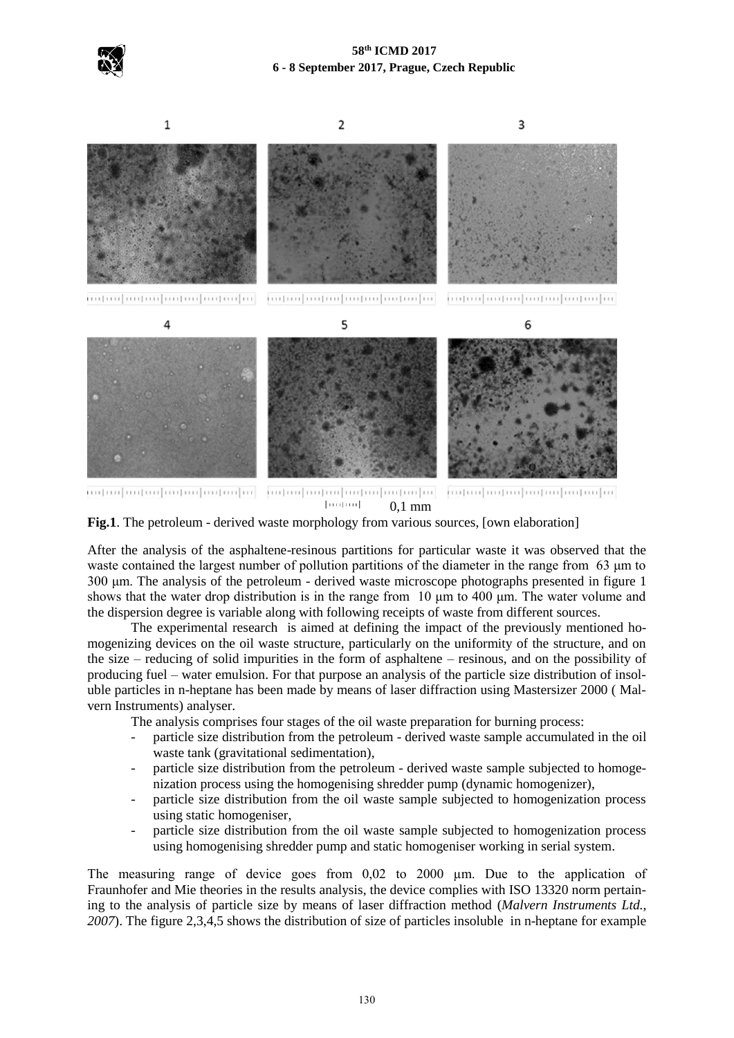**Fig.1**. The petroleum - derived waste morphology from various sources, [own elaboration]

After the analysis of the asphaltene-resinous partitions for particular waste it was observed that the waste contained the largest number of pollution partitions of the diameter in the range from 63 μm to 300 μm. The analysis of the petroleum - derived waste microscope photographs presented in figure 1 shows that the water drop distribution is in the range from 10 μm to 400 μm. The water volume and the dispersion degree is variable along with following receipts of waste from different sources.

The experimental research is aimed at defining the impact of the previously mentioned homogenizing devices on the oil waste structure, particularly on the uniformity of the structure, and on the size – reducing of solid impurities in the form of asphaltene – resinous, and on the possibility of producing fuel – water emulsion. For that purpose an analysis of the particle size distribution of insoluble particles in n-heptane has been made by means of laser diffraction using Mastersizer 2000 ( Malvern Instruments) analyser.

The analysis comprises four stages of the oil waste preparation for burning process:

- particle size distribution from the petroleum - derived waste sample accumulated in the oil waste tank (gravitational sedimentation),
- particle size distribution from the petroleum - derived waste sample subjected to homogenization process using the homogenising shredder pump (dynamic homogenizer),
- particle size distribution from the oil waste sample subjected to homogenization process using static homogeniser,
- particle size distribution from the oil waste sample subjected to homogenization process using homogenising shredder pump and static homogeniser working in serial system.

The measuring range of device goes from 0,02 to 2000 μm. Due to the application of Fraunhofer and Mie theories in the results analysis, the device complies with ISO 13320 norm pertaining to the analysis of particle size by means of laser diffraction method (*Malvern Instruments Ltd., 2007*). The figure 2,3,4,5 shows the distribution of size of particles insoluble in n-heptane for example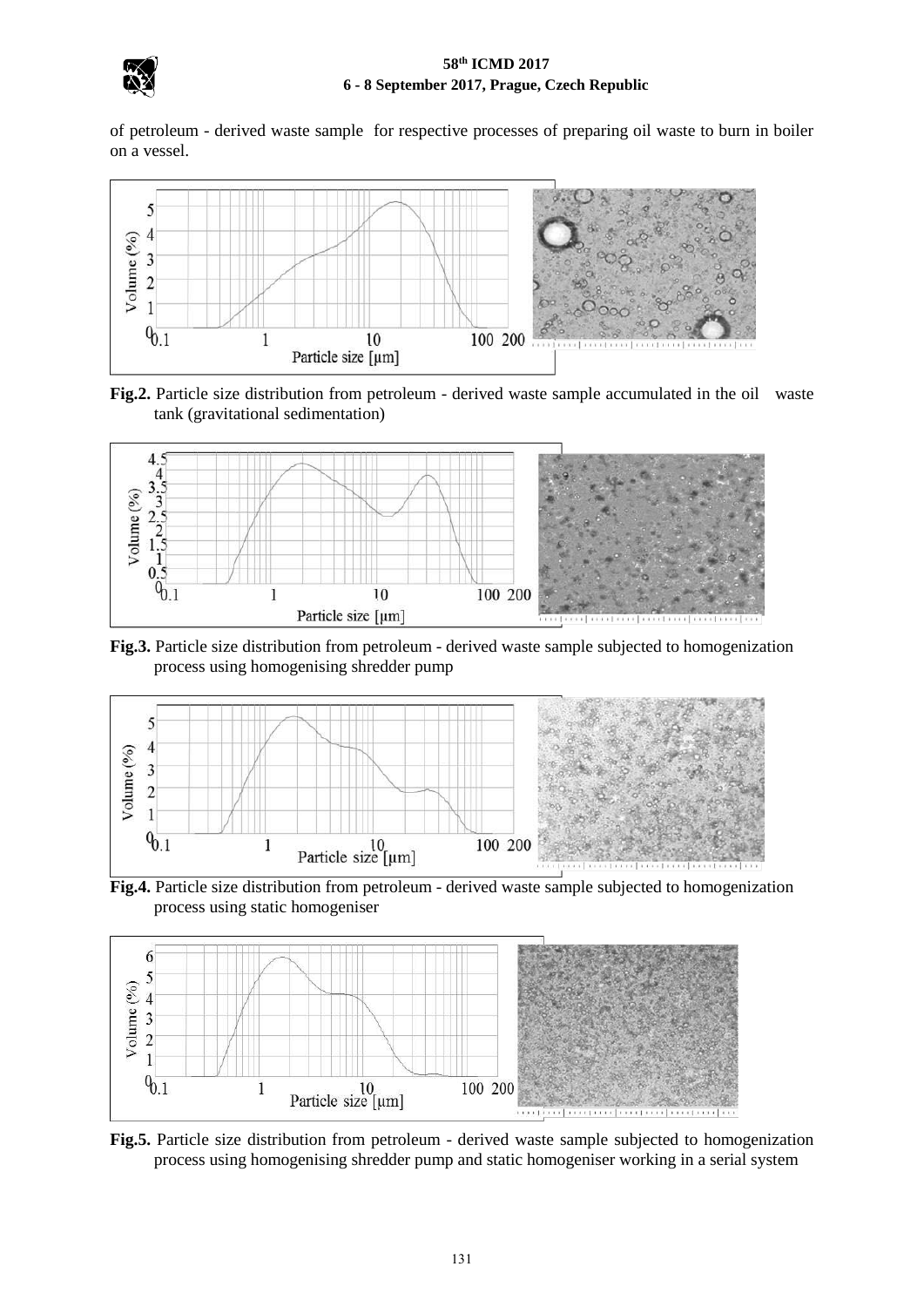of petroleum - derived waste sample for respective processes of preparing oil waste to burn in boiler on a vessel.

**Fig.2.** Particle size distribution from petroleum - derived waste sample accumulated in the oil waste tank (gravitational sedimentation)

**Fig.3.** Particle size distribution from petroleum - derived waste sample subjected to homogenization process using homogenising shredder pump

**Fig.4.** Particle size distribution from petroleum - derived waste sample subjected to homogenization process using static homogeniser

**Fig.5.** Particle size distribution from petroleum - derived waste sample subjected to homogenization process using homogenising shredder pump and static homogeniser working in a serial system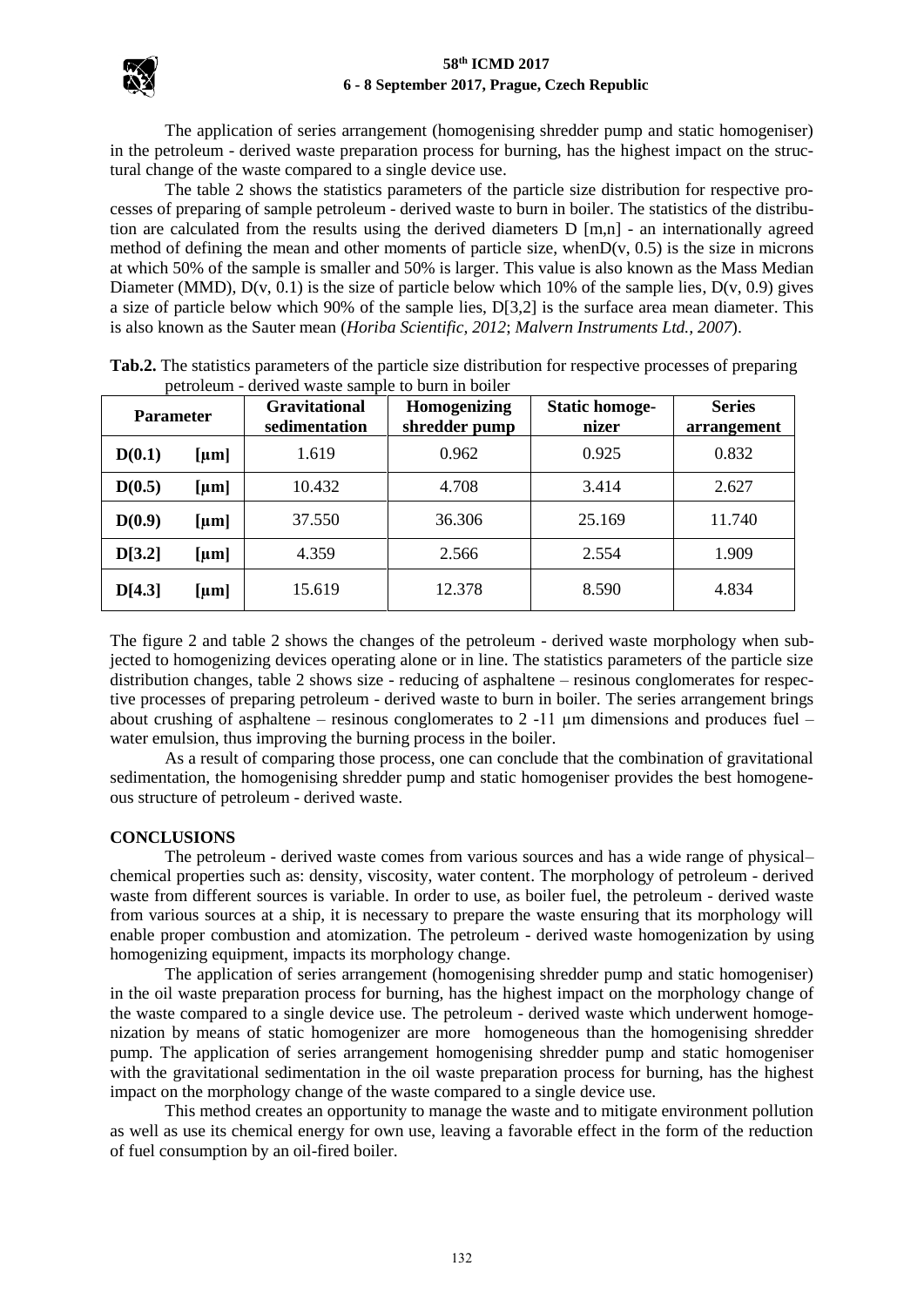The application of series arrangement (homogenising shredder pump and static homogeniser) in the petroleum - derived waste preparation process for burning, has the highest impact on the structural change of the waste compared to a single device use.

The table 2 shows the statistics parameters of the particle size distribution for respective processes of preparing of sample petroleum - derived waste to burn in boiler. The statistics of the distribution are calculated from the results using the derived diameters D [m,n] - an internationally agreed method of defining the mean and other moments of particle size, whenD(v, 0.5) is the size in microns at which 50% of the sample is smaller and 50% is larger. This value is also known as the Mass Median Diameter (MMD), D(v, 0.1) is the size of particle below which 10% of the sample lies, D(v, 0.9) gives a size of particle below which 90% of the sample lies, D[3,2] is the surface area mean diameter. This is also known as the Sauter mean (*Horiba Scientific, 2012*; *Malvern Instruments Ltd., 2007*).

**Tab.2.** The statistics parameters of the particle size distribution for respective processes of preparing petroleum - derived waste sample to burn in boiler

| Parameter | | Gravitational sedimentation | Homogenizing shredder pump | Static homogenizer | Series arrangement |
|---|---|---|---|---|---|
| **D(0.1)** | **[μm]** | 1.619 | 0.962 | 0.925 | 0.832 |
| **D(0.5)** | **[μm]** | 10.432 | 4.708 | 3.414 | 2.627 |
| **D(0.9)** | **[μm]** | 37.550 | 36.306 | 25.169 | 11.740 |
| **D[3.2]** | **[μm]** | 4.359 | 2.566 | 2.554 | 1.909 |
| **D[4.3]** | **[μm]** | 15.619 | 12.378 | 8.590 | 4.834 |

The figure 2 and table 2 shows the changes of the petroleum - derived waste morphology when subjected to homogenizing devices operating alone or in line. The statistics parameters of the particle size distribution changes, table 2 shows size - reducing of asphaltene – resinous conglomerates for respective processes of preparing petroleum - derived waste to burn in boiler. The series arrangement brings about crushing of asphaltene – resinous conglomerates to 2 -11 μm dimensions and produces fuel – water emulsion, thus improving the burning process in the boiler.

As a result of comparing those process, one can conclude that the combination of gravitational sedimentation, the homogenising shredder pump and static homogeniser provides the best homogeneous structure of petroleum - derived waste.

## CONCLUSIONS

The petroleum - derived waste comes from various sources and has a wide range of physical–chemical properties such as: density, viscosity, water content. The morphology of petroleum - derived waste from different sources is variable. In order to use, as boiler fuel, the petroleum - derived waste from various sources at a ship, it is necessary to prepare the waste ensuring that its morphology will enable proper combustion and atomization. The petroleum - derived waste homogenization by using homogenizing equipment, impacts its morphology change.

The application of series arrangement (homogenising shredder pump and static homogeniser) in the oil waste preparation process for burning, has the highest impact on the morphology change of the waste compared to a single device use. The petroleum - derived waste which underwent homogenization by means of static homogenizer are more homogeneous than the homogenising shredder pump. The application of series arrangement homogenising shredder pump and static homogeniser with the gravitational sedimentation in the oil waste preparation process for burning, has the highest impact on the morphology change of the waste compared to a single device use.

This method creates an opportunity to manage the waste and to mitigate environment pollution as well as use its chemical energy for own use, leaving a favorable effect in the form of the reduction of fuel consumption by an oil-fired boiler.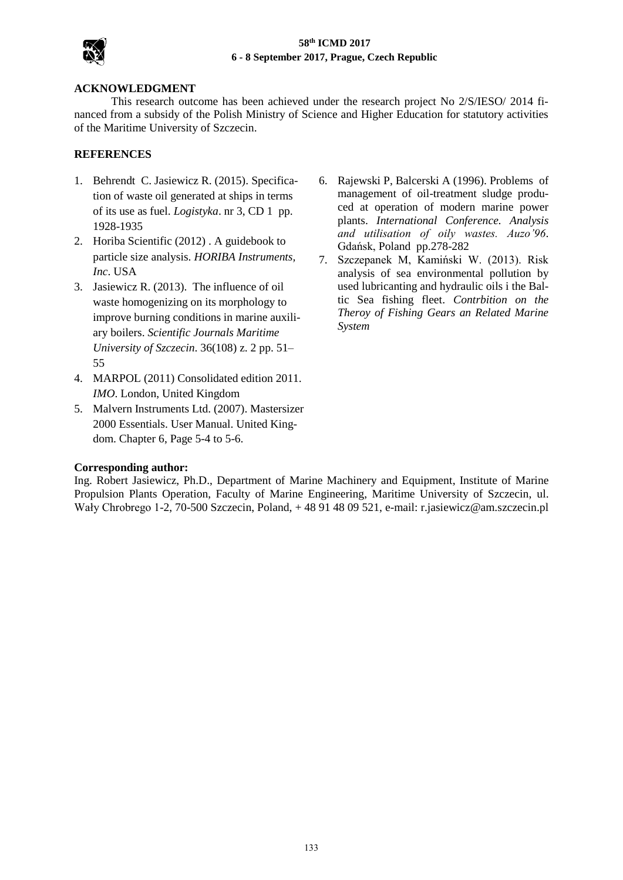## ACKNOWLEDGMENT

This research outcome has been achieved under the research project No 2/S/IESO/ 2014 financed from a subsidy of the Polish Ministry of Science and Higher Education for statutory activities of the Maritime University of Szczecin.

## REFERENCES

1. Behrendt C. Jasiewicz R. (2015). Specification of waste oil generated at ships in terms of its use as fuel. *Logistyka*. nr 3, CD 1 pp. 1928-1935
2. Horiba Scientific (2012) . A guidebook to particle size analysis. *HORIBA Instruments, Inc*. USA
3. Jasiewicz R. (2013). The influence of oil waste homogenizing on its morphology to improve burning conditions in marine auxiliary boilers. *Scientific Journals Maritime University of Szczecin*. 36(108) z. 2 pp. 51–55
4. MARPOL (2011) Consolidated edition 2011. *IMO*. London, United Kingdom
5. Malvern Instruments Ltd. (2007). Mastersizer 2000 Essentials. User Manual. United Kingdom. Chapter 6, Page 5-4 to 5-6.
6. Rajewski P, Balcerski A (1996). Problems of management of oil-treatment sludge produced at operation of modern marine power plants. *International Conference. Analysis and utilisation of oily wastes. Auzo'96*. Gdańsk, Poland pp.278-282
7. Szczepanek M, Kamiński W. (2013). Risk analysis of sea environmental pollution by used lubricanting and hydraulic oils i the Baltic Sea fishing fleet. *Contrbition on the Theroy of Fishing Gears an Related Marine System*

**Corresponding author:**

Ing. Robert Jasiewicz, Ph.D., Department of Marine Machinery and Equipment, Institute of Marine Propulsion Plants Operation, Faculty of Marine Engineering, Maritime University of Szczecin, ul. Wały Chrobrego 1-2, 70-500 Szczecin, Poland, + 48 91 48 09 521, e-mail: r.jasiewicz@am.szczecin.pl